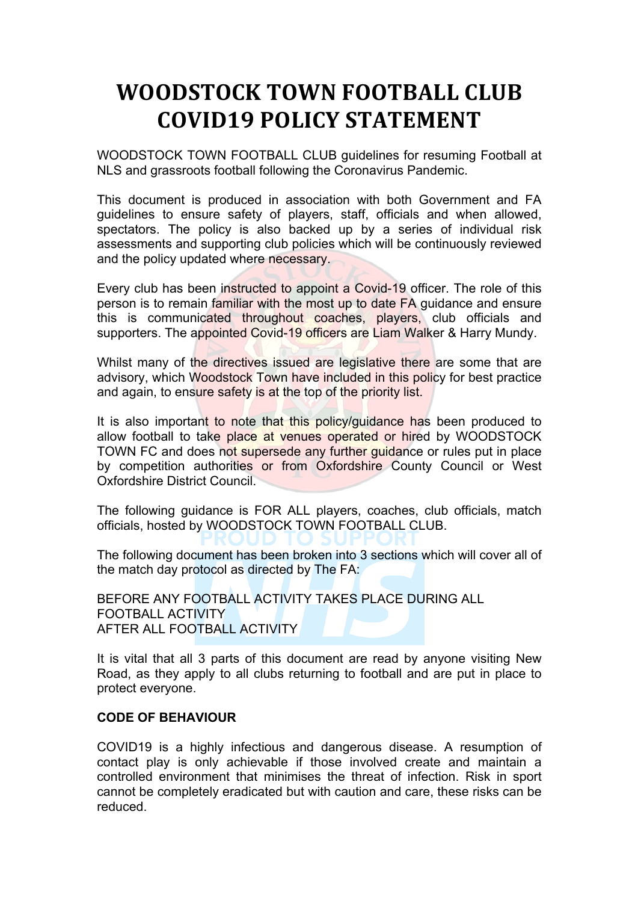# WOODSTOCK TOWN FOOTBALL CLUB COVID19 POLICY STATEMENT

WOODSTOCK TOWN FOOTBALL CLUB guidelines for resuming Football at NLS and grassroots football following the Coronavirus Pandemic.

This document is produced in association with both Government and FA guidelines to ensure safety of players, staff, officials and when allowed, spectators. The policy is also backed up by a series of individual risk assessments and supporting club policies which will be continuously reviewed and the policy updated where necessary.

Every club has been instructed to appoint a Covid-19 officer. The role of this person is to remain familiar with the most up to date FA guidance and ensure this is communicated throughout coaches, players, club officials and supporters. The appointed Covid-19 officers are Liam Walker & Harry Mundy.

Whilst many of the directives issued are legislative there are some that are advisory, which Woodstock Town have included in this policy for best practice and again, to ensure safety is at the top of the priority list.

It is also important to note that this policy/guidance has been produced to allow football to take place at venues operated or hired by WOODSTOCK TOWN FC and does not supersede any further guidance or rules put in place by competition authorities or from Oxfordshire County Council or West Oxfordshire District Council.

The following guidance is FOR ALL players, coaches, club officials, match officials, hosted by WOODSTOCK TOWN FOOTBALL CLUB.

The following document has been broken into 3 sections which will cover all of the match day protocol as directed by The FA:

BEFORE ANY FOOTBALL ACTIVITY TAKES PLACE DURING ALL FOOTBALL ACTIVITY
AFTER ALL FOOTBALL ACTIVITY

It is vital that all 3 parts of this document are read by anyone visiting New Road, as they apply to all clubs returning to football and are put in place to protect everyone.

**CODE OF BEHAVIOUR**

COVID19 is a highly infectious and dangerous disease. A resumption of contact play is only achievable if those involved create and maintain a controlled environment that minimises the threat of infection. Risk in sport cannot be completely eradicated but with caution and care, these risks can be reduced.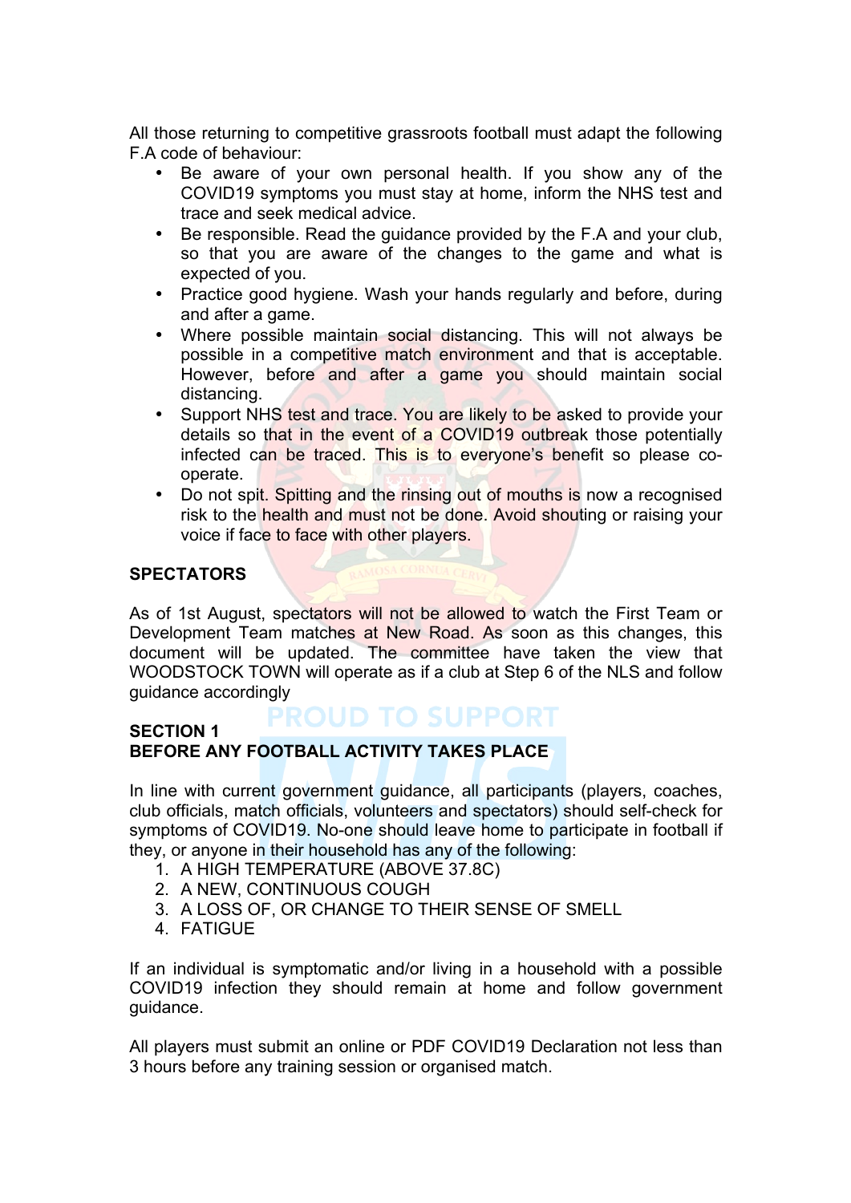All those returning to competitive grassroots football must adapt the following F.A code of behaviour:

- Be aware of your own personal health. If you show any of the COVID19 symptoms you must stay at home, inform the NHS test and trace and seek medical advice.
- Be responsible. Read the guidance provided by the F.A and your club, so that you are aware of the changes to the game and what is expected of you.
- Practice good hygiene. Wash your hands regularly and before, during and after a game.
- Where possible maintain social distancing. This will not always be possible in a competitive match environment and that is acceptable. However, before and after a game you should maintain social distancing.
- Support NHS test and trace. You are likely to be asked to provide your details so that in the event of a COVID19 outbreak those potentially infected can be traced. This is to everyone's benefit so please co-operate.
- Do not spit. Spitting and the rinsing out of mouths is now a recognised risk to the health and must not be done. Avoid shouting or raising your voice if face to face with other players.

## SPECTATORS

As of 1st August, spectators will not be allowed to watch the First Team or Development Team matches at New Road. As soon as this changes, this document will be updated. The committee have taken the view that WOODSTOCK TOWN will operate as if a club at Step 6 of the NLS and follow guidance accordingly

## SECTION 1
## BEFORE ANY FOOTBALL ACTIVITY TAKES PLACE

In line with current government guidance, all participants (players, coaches, club officials, match officials, volunteers and spectators) should self-check for symptoms of COVID19. No-one should leave home to participate in football if they, or anyone in their household has any of the following:

1. A HIGH TEMPERATURE (ABOVE 37.8C)
2. A NEW, CONTINUOUS COUGH
3. A LOSS OF, OR CHANGE TO THEIR SENSE OF SMELL
4. FATIGUE

If an individual is symptomatic and/or living in a household with a possible COVID19 infection they should remain at home and follow government guidance.

All players must submit an online or PDF COVID19 Declaration not less than 3 hours before any training session or organised match.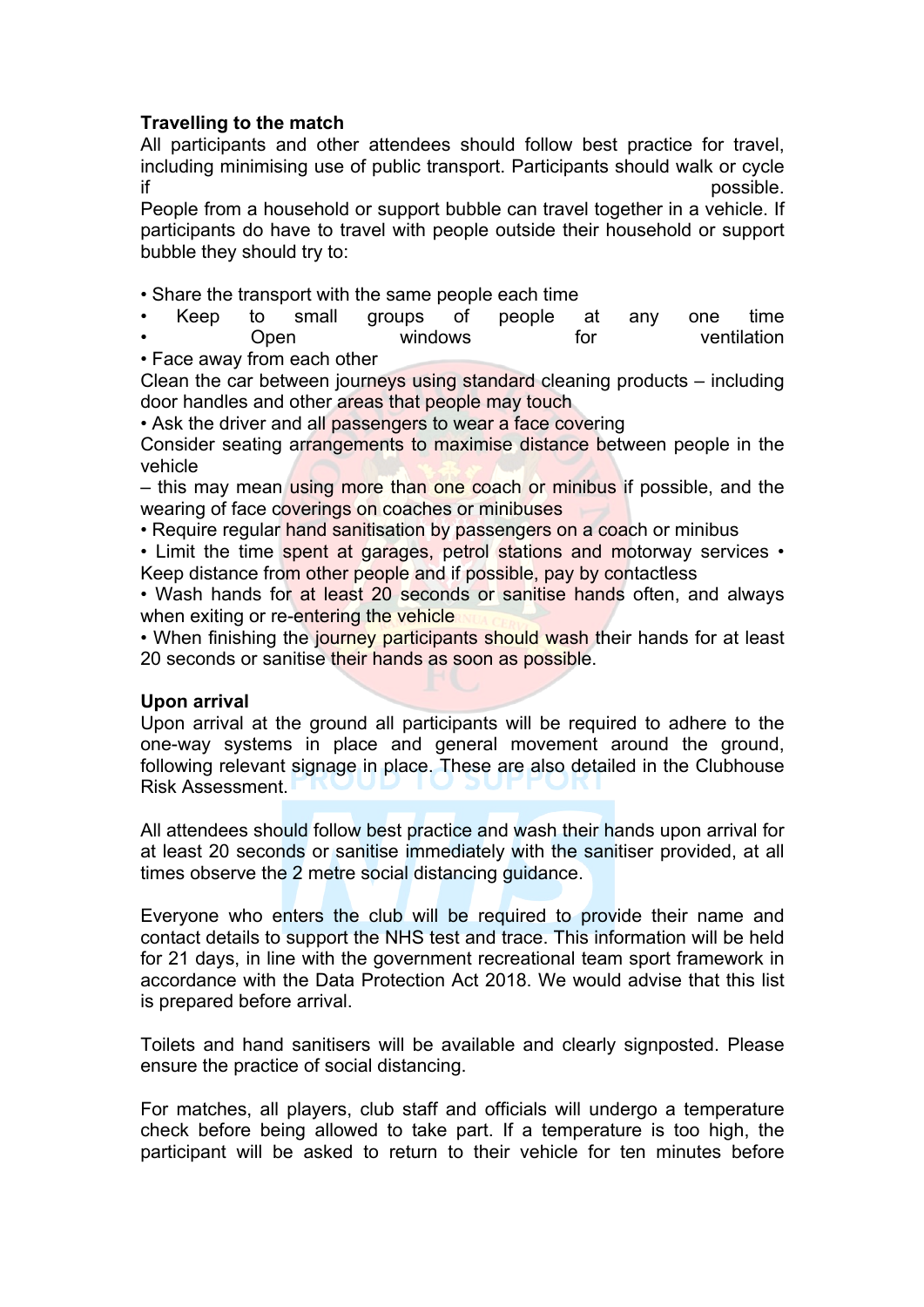**Travelling to the match**

All participants and other attendees should follow best practice for travel, including minimising use of public transport. Participants should walk or cycle if possible.

People from a household or support bubble can travel together in a vehicle. If participants do have to travel with people outside their household or support bubble they should try to:

- Share the transport with the same people each time
- Keep to small groups of people at any one time
- Open windows for ventilation
- Face away from each other

Clean the car between journeys using standard cleaning products – including door handles and other areas that people may touch

- Ask the driver and all passengers to wear a face covering

Consider seating arrangements to maximise distance between people in the vehicle

– this may mean using more than one coach or minibus if possible, and the wearing of face coverings on coaches or minibuses

- Require regular hand sanitisation by passengers on a coach or minibus
- Limit the time spent at garages, petrol stations and motorway services • Keep distance from other people and if possible, pay by contactless
- Wash hands for at least 20 seconds or sanitise hands often, and always when exiting or re-entering the vehicle
- When finishing the journey participants should wash their hands for at least 20 seconds or sanitise their hands as soon as possible.

**Upon arrival**

Upon arrival at the ground all participants will be required to adhere to the one-way systems in place and general movement around the ground, following relevant signage in place. These are also detailed in the Clubhouse Risk Assessment.

All attendees should follow best practice and wash their hands upon arrival for at least 20 seconds or sanitise immediately with the sanitiser provided, at all times observe the 2 metre social distancing guidance.

Everyone who enters the club will be required to provide their name and contact details to support the NHS test and trace. This information will be held for 21 days, in line with the government recreational team sport framework in accordance with the Data Protection Act 2018. We would advise that this list is prepared before arrival.

Toilets and hand sanitisers will be available and clearly signposted. Please ensure the practice of social distancing.

For matches, all players, club staff and officials will undergo a temperature check before being allowed to take part. If a temperature is too high, the participant will be asked to return to their vehicle for ten minutes before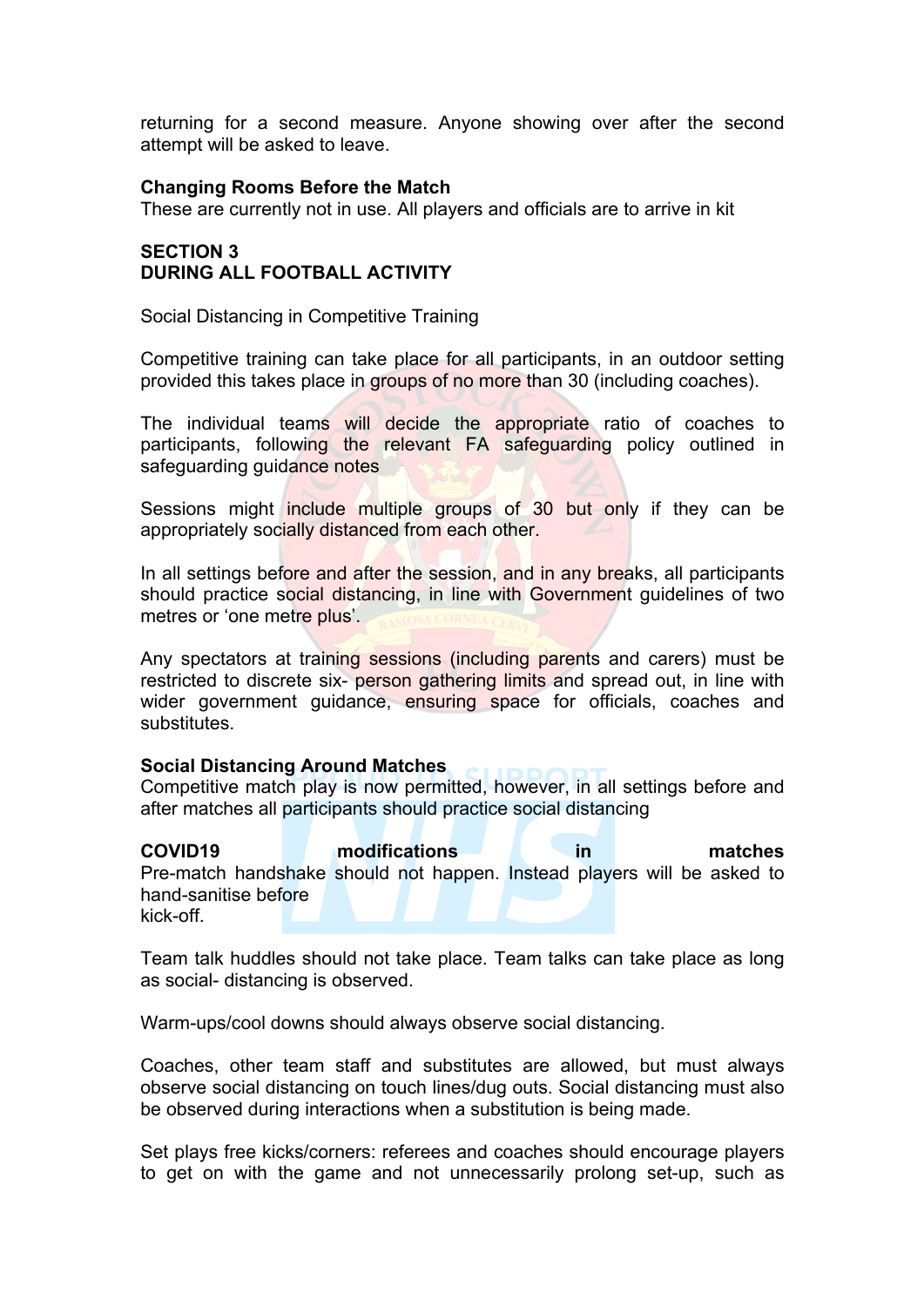returning for a second measure. Anyone showing over after the second attempt will be asked to leave.

**Changing Rooms Before the Match**
These are currently not in use. All players and officials are to arrive in kit

**SECTION 3**
**DURING ALL FOOTBALL ACTIVITY**

Social Distancing in Competitive Training

Competitive training can take place for all participants, in an outdoor setting provided this takes place in groups of no more than 30 (including coaches).

The individual teams will decide the appropriate ratio of coaches to participants, following the relevant FA safeguarding policy outlined in safeguarding guidance notes

Sessions might include multiple groups of 30 but only if they can be appropriately socially distanced from each other.

In all settings before and after the session, and in any breaks, all participants should practice social distancing, in line with Government guidelines of two metres or 'one metre plus'.

Any spectators at training sessions (including parents and carers) must be restricted to discrete six- person gathering limits and spread out, in line with wider government guidance, ensuring space for officials, coaches and substitutes.

**Social Distancing Around Matches**
Competitive match play is now permitted, however, in all settings before and after matches all participants should practice social distancing

**COVID19 modifications in matches**
Pre-match handshake should not happen. Instead players will be asked to hand-sanitise before
kick-off.

Team talk huddles should not take place. Team talks can take place as long as social- distancing is observed.

Warm-ups/cool downs should always observe social distancing.

Coaches, other team staff and substitutes are allowed, but must always observe social distancing on touch lines/dug outs. Social distancing must also be observed during interactions when a substitution is being made.

Set plays free kicks/corners: referees and coaches should encourage players to get on with the game and not unnecessarily prolong set-up, such as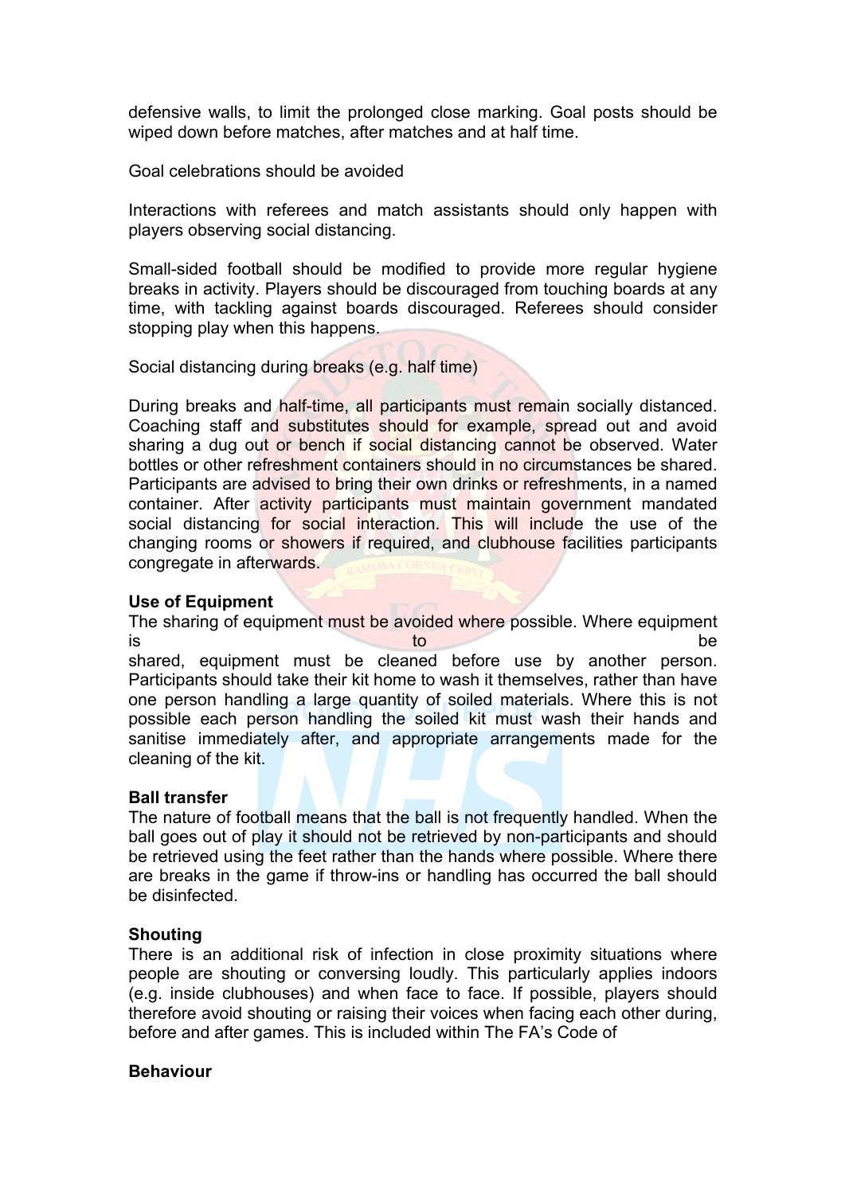defensive walls, to limit the prolonged close marking. Goal posts should be wiped down before matches, after matches and at half time.

Goal celebrations should be avoided

Interactions with referees and match assistants should only happen with players observing social distancing.

Small-sided football should be modified to provide more regular hygiene breaks in activity. Players should be discouraged from touching boards at any time, with tackling against boards discouraged. Referees should consider stopping play when this happens.

Social distancing during breaks (e.g. half time)

During breaks and half-time, all participants must remain socially distanced. Coaching staff and substitutes should for example, spread out and avoid sharing a dug out or bench if social distancing cannot be observed. Water bottles or other refreshment containers should in no circumstances be shared. Participants are advised to bring their own drinks or refreshments, in a named container. After activity participants must maintain government mandated social distancing for social interaction. This will include the use of the changing rooms or showers if required, and clubhouse facilities participants congregate in afterwards.

**Use of Equipment**

The sharing of equipment must be avoided where possible. Where equipment is to be shared, equipment must be cleaned before use by another person. Participants should take their kit home to wash it themselves, rather than have one person handling a large quantity of soiled materials. Where this is not possible each person handling the soiled kit must wash their hands and sanitise immediately after, and appropriate arrangements made for the cleaning of the kit.

**Ball transfer**

The nature of football means that the ball is not frequently handled. When the ball goes out of play it should not be retrieved by non-participants and should be retrieved using the feet rather than the hands where possible. Where there are breaks in the game if throw-ins or handling has occurred the ball should be disinfected.

**Shouting**

There is an additional risk of infection in close proximity situations where people are shouting or conversing loudly. This particularly applies indoors (e.g. inside clubhouses) and when face to face. If possible, players should therefore avoid shouting or raising their voices when facing each other during, before and after games. This is included within The FA's Code of

**Behaviour**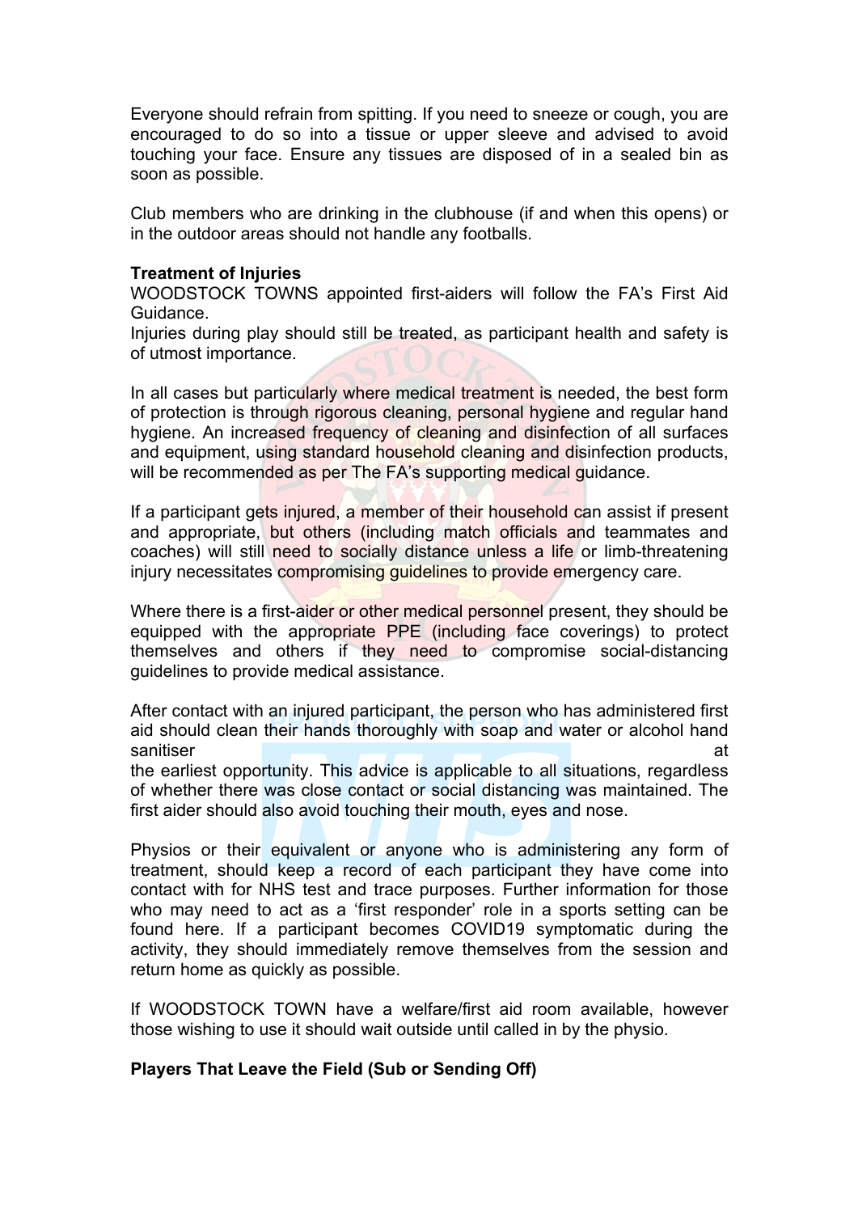Everyone should refrain from spitting. If you need to sneeze or cough, you are encouraged to do so into a tissue or upper sleeve and advised to avoid touching your face. Ensure any tissues are disposed of in a sealed bin as soon as possible.

Club members who are drinking in the clubhouse (if and when this opens) or in the outdoor areas should not handle any footballs.

**Treatment of Injuries**

WOODSTOCK TOWNS appointed first-aiders will follow the FA's First Aid Guidance.

Injuries during play should still be treated, as participant health and safety is of utmost importance.

In all cases but particularly where medical treatment is needed, the best form of protection is through rigorous cleaning, personal hygiene and regular hand hygiene. An increased frequency of cleaning and disinfection of all surfaces and equipment, using standard household cleaning and disinfection products, will be recommended as per The FA's supporting medical guidance.

If a participant gets injured, a member of their household can assist if present and appropriate, but others (including match officials and teammates and coaches) will still need to socially distance unless a life or limb-threatening injury necessitates compromising guidelines to provide emergency care.

Where there is a first-aider or other medical personnel present, they should be equipped with the appropriate PPE (including face coverings) to protect themselves and others if they need to compromise social-distancing guidelines to provide medical assistance.

After contact with an injured participant, the person who has administered first aid should clean their hands thoroughly with soap and water or alcohol hand sanitiser at the earliest opportunity. This advice is applicable to all situations, regardless of whether there was close contact or social distancing was maintained. The first aider should also avoid touching their mouth, eyes and nose.

Physios or their equivalent or anyone who is administering any form of treatment, should keep a record of each participant they have come into contact with for NHS test and trace purposes. Further information for those who may need to act as a 'first responder' role in a sports setting can be found here. If a participant becomes COVID19 symptomatic during the activity, they should immediately remove themselves from the session and return home as quickly as possible.

If WOODSTOCK TOWN have a welfare/first aid room available, however those wishing to use it should wait outside until called in by the physio.

**Players That Leave the Field (Sub or Sending Off)**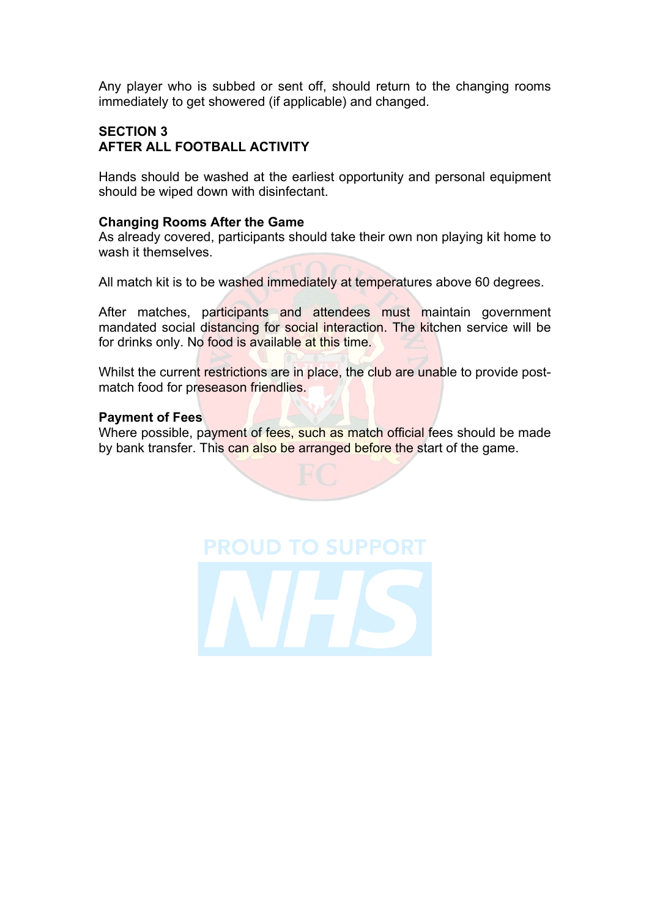Any player who is subbed or sent off, should return to the changing rooms immediately to get showered (if applicable) and changed.

## SECTION 3
## AFTER ALL FOOTBALL ACTIVITY

Hands should be washed at the earliest opportunity and personal equipment should be wiped down with disinfectant.

### Changing Rooms After the Game

As already covered, participants should take their own non playing kit home to wash it themselves.

All match kit is to be washed immediately at temperatures above 60 degrees.

After matches, participants and attendees must maintain government mandated social distancing for social interaction. The kitchen service will be for drinks only. No food is available at this time.

Whilst the current restrictions are in place, the club are unable to provide post-match food for preseason friendlies.

### Payment of Fees

Where possible, payment of fees, such as match official fees should be made by bank transfer. This can also be arranged before the start of the game.

PROUD TO SUPPORT

NHS